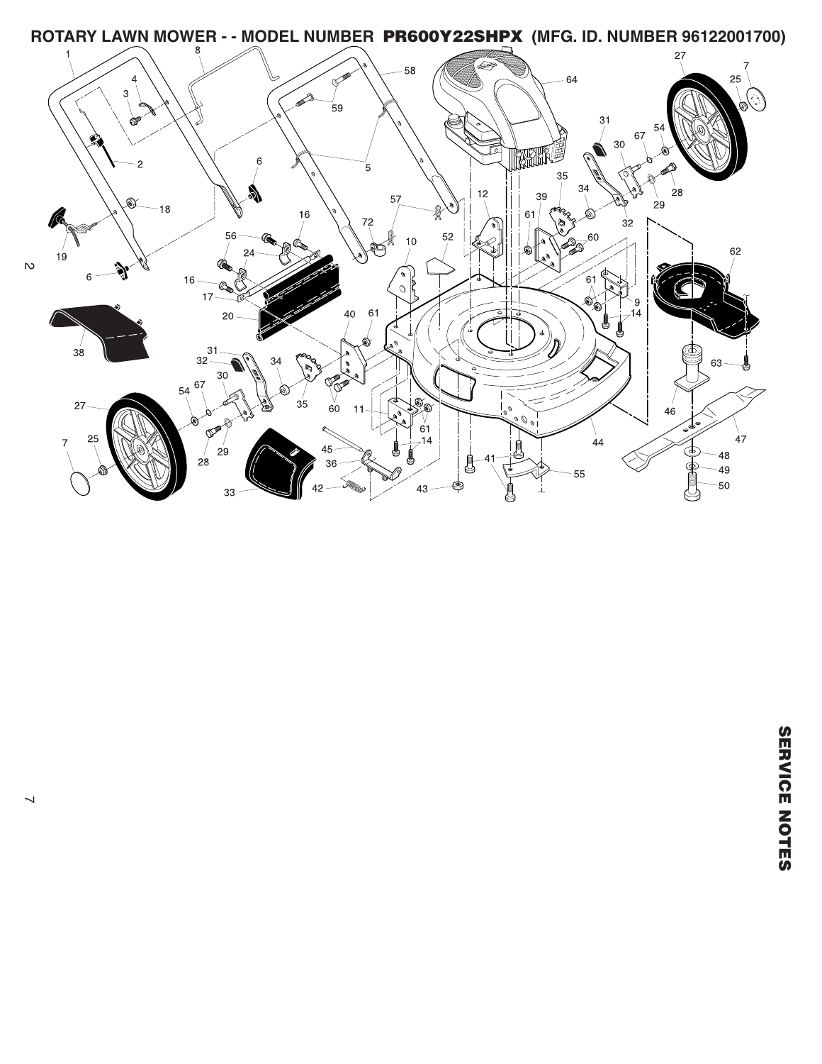# ROTARY LAWN MOWER - - MODEL NUMBER PR600Y22SHPX (MFG. ID. NUMBER 96122001700)

SERVICE NOTES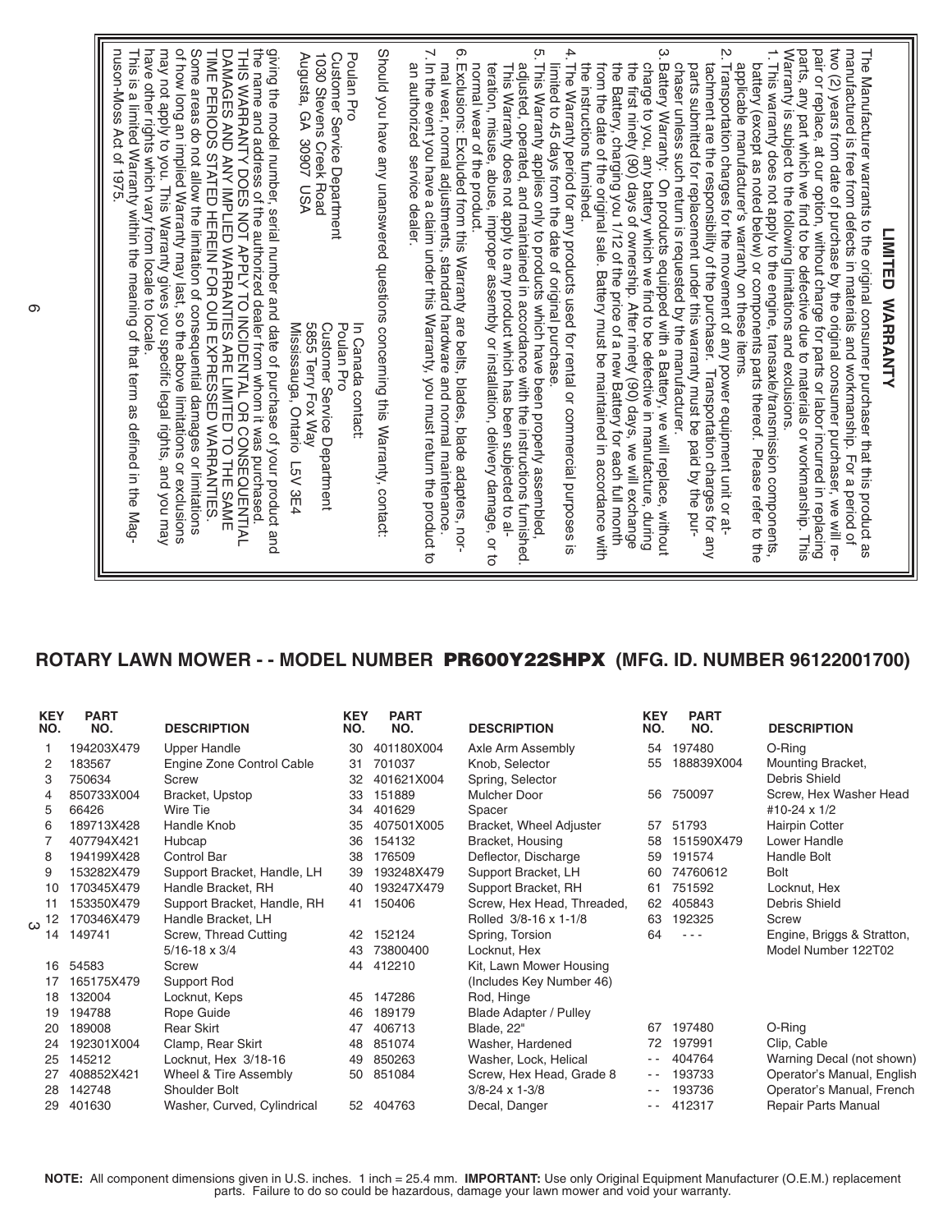## LIMITED WARRANTY

The Manufacturer warrants to the original consumer purchaser that this product as manufactured is free from defects in materials and workmanship. For a period of two (2) years from date of purchase by the original consumer purchaser, we will repair or replace, at our option, without charge for parts or labor incurred in replacing parts, any part which we find to be defective due to materials or workmanship. This Warranty is subject to the following limitations and exclusions.

1. This warranty does not apply to the engine, transaxle/transmission components, battery (except as noted below) or components parts thereof. Please refer to the applicable manufacturer's warranty on these items.
2. Transportation charges for the movement of any power equipment unit or attachment are the responsibility of the purchaser. Transportation charges for any parts submitted for replacement under this warranty must be paid by the purchaser unless such return is requested by the manufacturer.
3. Battery Warranty: On products equipped with a Battery, we will replace, without charge to you, any battery which we find to be defective in manufacture, during the first ninety (90) days of ownership. After ninety (90) days, we will exchange the Battery, charging you 1/12 of the price of a new Battery for each full month from the date of the original sale. Battery must be maintained in accordance with the instructions furnished.
4. The Warranty period for any products used for rental or commercial purposes is limited to 45 days from the date of original purchase.
5. This Warranty applies only to products which have been properly assembled, adjusted, operated, and maintained in accordance with the instructions furnished. This Warranty does not apply to any product which has been subjected to alteration, misuse, abuse, improper assembly or installation, delivery damage, or to normal wear of the product.
6. Exclusions: Excluded from this Warranty are belts, blades, blade adapters, normal wear, normal adjustments, standard hardware and normal maintenance.
7. In the event you have a claim under this Warranty, you must return the product to an authorized service dealer.

Should you have any unanswered questions concerning this Warranty, contact:

Poulan Pro
Customer Service Department
1030 Stevens Creek Road
Augusta, GA 30907 USA

In Canada contact:
Poulan Pro
Customer Service Department
5855 Terry Fox Way
Mississauga, Ontario L5V 3E4

giving the model number, serial number and date of purchase of your product and the name and address of the authorized dealer from whom it was purchased.

THIS WARRANTY DOES NOT APPLY TO INCIDENTAL OR CONSEQUENTIAL DAMAGES AND ANY IMPLIED WARRANTIES ARE LIMITED TO THE SAME TIME PERIODS STATED HEREIN FOR OUR EXPRESSED WARRANTIES.

Some areas do not allow the limitation of consequential damages or limitations of how long an implied Warranty may last, so the above limitations or exclusions may not apply to you. This Warranty gives you specific legal rights, and you may have other rights which vary from locale to locale.

This is a limited Warranty within the meaning of that term as defined in the Magnuson-Moss Act of 1975.

## ROTARY LAWN MOWER - - MODEL NUMBER PR600Y22SHPX (MFG. ID. NUMBER 96122001700)

| KEY NO. | PART NO. | DESCRIPTION | KEY NO. | PART NO. | DESCRIPTION | KEY NO. | PART NO. | DESCRIPTION |
|---|---|---|---|---|---|---|---|---|
| 1 | 194203X479 | Upper Handle | 30 | 401180X004 | Axle Arm Assembly | 54 | 197480 | O-Ring |
| 2 | 183567 | Engine Zone Control Cable | 31 | 701037 | Knob, Selector | 55 | 188839X004 | Mounting Bracket, Debris Shield |
| 3 | 750634 | Screw | 32 | 401621X004 | Spring, Selector | | | |
| 4 | 850733X004 | Bracket, Upstop | 33 | 151889 | Mulcher Door | 56 | 750097 | Screw, Hex Washer Head #10-24 x 1/2 |
| 5 | 66426 | Wire Tie | 34 | 401629 | Spacer | | | |
| 6 | 189713X428 | Handle Knob | 35 | 407501X005 | Bracket, Wheel Adjuster | 57 | 51793 | Hairpin Cotter |
| 7 | 407794X421 | Hubcap | 36 | 154132 | Bracket, Housing | 58 | 151590X479 | Lower Handle |
| 8 | 194199X428 | Control Bar | 38 | 176509 | Deflector, Discharge | 59 | 191574 | Handle Bolt |
| 9 | 153282X479 | Support Bracket, Handle, LH | 39 | 193248X479 | Support Bracket, LH | 60 | 74760612 | Bolt |
| 10 | 170345X479 | Handle Bracket, RH | 40 | 193247X479 | Support Bracket, RH | 61 | 751592 | Locknut, Hex |
| 11 | 153350X479 | Support Bracket, Handle, RH | 41 | 150406 | Screw, Hex Head, Threaded, Rolled 3/8-16 x 1-1/8 | 62 | 405843 | Debris Shield |
| 12 | 170346X479 | Handle Bracket, LH | | | | 63 | 192325 | Screw |
| 14 | 149741 | Screw, Thread Cutting 5/16-18 x 3/4 | 42 | 152124 | Spring, Torsion | 64 | - - - | Engine, Briggs & Stratton, Model Number 122T02 |
| | | | 43 | 73800400 | Locknut, Hex | | | |
| 16 | 54583 | Screw | 44 | 412210 | Kit, Lawn Mower Housing (Includes Key Number 46) | | | |
| 17 | 165175X479 | Support Rod | | | | | | |
| 18 | 132004 | Locknut, Keps | 45 | 147286 | Rod, Hinge | | | |
| 19 | 194788 | Rope Guide | 46 | 189179 | Blade Adapter / Pulley | | | |
| 20 | 189008 | Rear Skirt | 47 | 406713 | Blade, 22" | 67 | 197480 | O-Ring |
| 24 | 192301X004 | Clamp, Rear Skirt | 48 | 851074 | Washer, Hardened | 72 | 197991 | Clip, Cable |
| 25 | 145212 | Locknut, Hex 3/18-16 | 49 | 850263 | Washer, Lock, Helical | - - | 404764 | Warning Decal (not shown) |
| 27 | 408852X421 | Wheel & Tire Assembly | 50 | 851084 | Screw, Hex Head, Grade 8 3/8-24 x 1-3/8 | - - | 193733 | Operator's Manual, English |
| 28 | 142748 | Shoulder Bolt | | | | - - | 193736 | Operator's Manual, French |
| 29 | 401630 | Washer, Curved, Cylindrical | 52 | 404763 | Decal, Danger | - - | 412317 | Repair Parts Manual |

**NOTE:** All component dimensions given in U.S. inches. 1 inch = 25.4 mm. **IMPORTANT:** Use only Original Equipment Manufacturer (O.E.M.) replacement parts. Failure to do so could be hazardous, damage your lawn mower and void your warranty.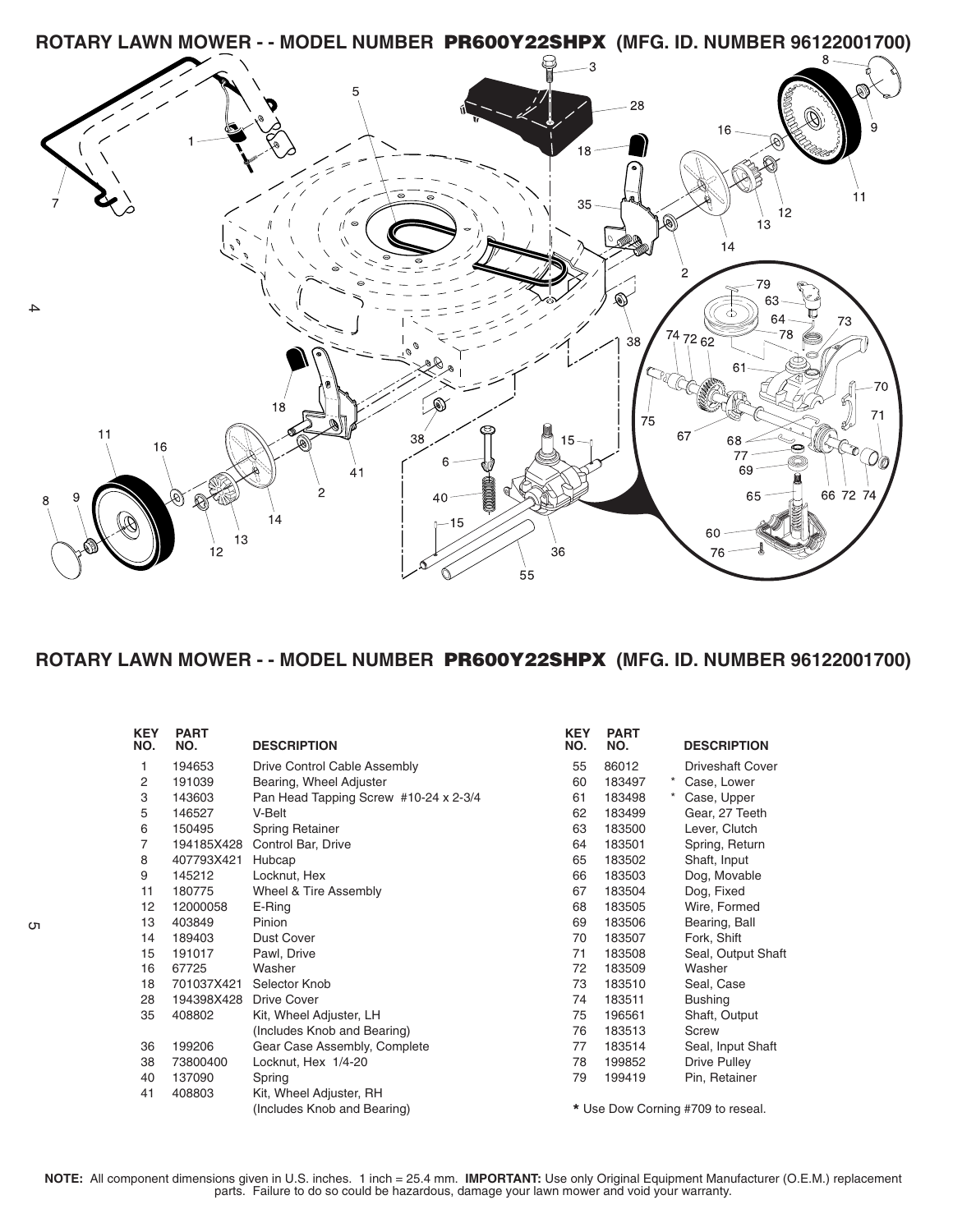## ROTARY LAWN MOWER - - MODEL NUMBER PR600Y22SHPX (MFG. ID. NUMBER 96122001700)

## ROTARY LAWN MOWER - - MODEL NUMBER PR600Y22SHPX (MFG. ID. NUMBER 96122001700)

| KEY NO. | PART NO. | DESCRIPTION |
|---|---|---|
| 1 | 194653 | Drive Control Cable Assembly |
| 2 | 191039 | Bearing, Wheel Adjuster |
| 3 | 143603 | Pan Head Tapping Screw #10-24 x 2-3/4 |
| 5 | 146527 | V-Belt |
| 6 | 150495 | Spring Retainer |
| 7 | 194185X428 | Control Bar, Drive |
| 8 | 407793X421 | Hubcap |
| 9 | 145212 | Locknut, Hex |
| 11 | 180775 | Wheel & Tire Assembly |
| 12 | 12000058 | E-Ring |
| 13 | 403849 | Pinion |
| 14 | 189403 | Dust Cover |
| 15 | 191017 | Pawl, Drive |
| 16 | 67725 | Washer |
| 18 | 701037X421 | Selector Knob |
| 28 | 194398X428 | Drive Cover |
| 35 | 408802 | Kit, Wheel Adjuster, LH (Includes Knob and Bearing) |
| 36 | 199206 | Gear Case Assembly, Complete |
| 38 | 73800400 | Locknut, Hex 1/4-20 |
| 40 | 137090 | Spring |
| 41 | 408803 | Kit, Wheel Adjuster, RH (Includes Knob and Bearing) |
| 55 | 86012 | Driveshaft Cover |
| 60 | 183497 | * Case, Lower |
| 61 | 183498 | * Case, Upper |
| 62 | 183499 | Gear, 27 Teeth |
| 63 | 183500 | Lever, Clutch |
| 64 | 183501 | Spring, Return |
| 65 | 183502 | Shaft, Input |
| 66 | 183503 | Dog, Movable |
| 67 | 183504 | Dog, Fixed |
| 68 | 183505 | Wire, Formed |
| 69 | 183506 | Bearing, Ball |
| 70 | 183507 | Fork, Shift |
| 71 | 183508 | Seal, Output Shaft |
| 72 | 183509 | Washer |
| 73 | 183510 | Seal, Case |
| 74 | 183511 | Bushing |
| 75 | 196561 | Shaft, Output |
| 76 | 183513 | Screw |
| 77 | 183514 | Seal, Input Shaft |
| 78 | 199852 | Drive Pulley |
| 79 | 199419 | Pin, Retainer |

* Use Dow Corning #709 to reseal.

**NOTE:** All component dimensions given in U.S. inches. 1 inch = 25.4 mm. **IMPORTANT:** Use only Original Equipment Manufacturer (O.E.M.) replacement parts. Failure to do so could be hazardous, damage your lawn mower and void your warranty.